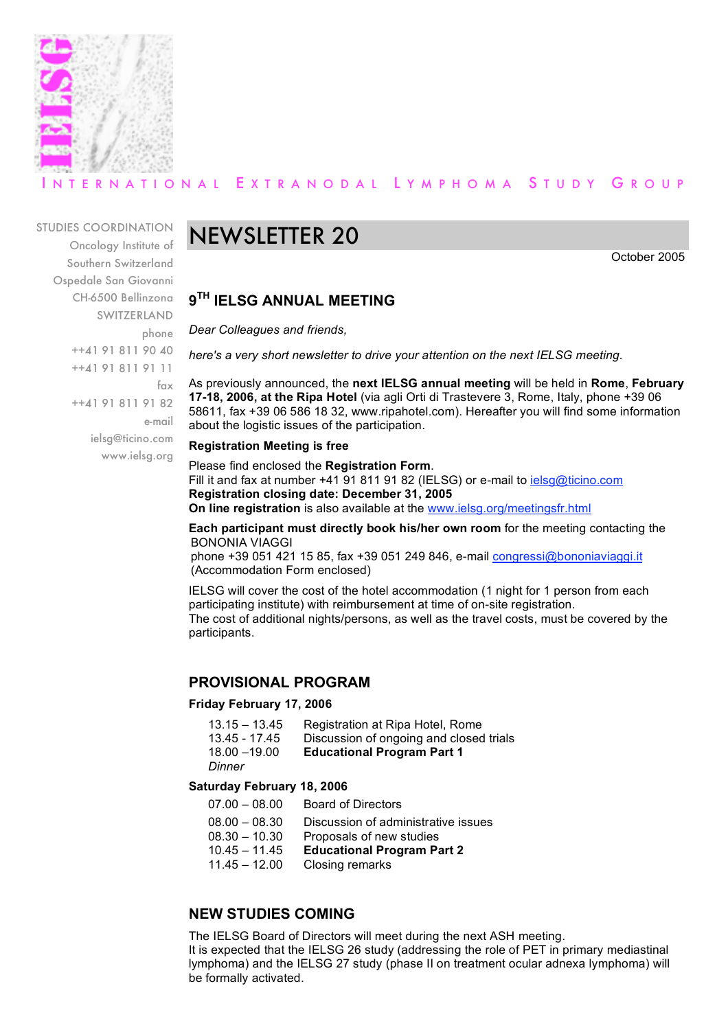INTERNATIONAL EXTRANODAL LYMPHOMA STUDY GROUP

STUDIES COORDINATION
Oncology Institute of
Southern Switzerland
Ospedale San Giovanni
CH-6500 Bellinzona
SWITZERLAND
phone
++41 91 811 90 40
++41 91 811 91 11
fax
++41 91 811 91 82
e-mail
ielsg@ticino.com
www.ielsg.org

# NEWSLETTER 20

October 2005

## 9TH IELSG ANNUAL MEETING

*Dear Colleagues and friends,*

*here's a very short newsletter to drive your attention on the next IELSG meeting.*

As previously announced, the **next IELSG annual meeting** will be held in **Rome**, **February 17-18, 2006, at the Ripa Hotel** (via agli Orti di Trastevere 3, Rome, Italy, phone +39 06 58611, fax +39 06 586 18 32, www.ripahotel.com). Hereafter you will find some information about the logistic issues of the participation.

**Registration Meeting is free**

Please find enclosed the **Registration Form**.
Fill it and fax at number +41 91 811 91 82 (IELSG) or e-mail to ielsg@ticino.com
**Registration closing date: December 31, 2005**
**On line registration** is also available at the www.ielsg.org/meetingsfr.html

**Each participant must directly book his/her own room** for the meeting contacting the BONONIA VIAGGI
phone +39 051 421 15 85, fax +39 051 249 846, e-mail congressi@bononiaviaggi.it
(Accommodation Form enclosed)

IELSG will cover the cost of the hotel accommodation (1 night for 1 person from each participating institute) with reimbursement at time of on-site registration.
The cost of additional nights/persons, as well as the travel costs, must be covered by the participants.

## PROVISIONAL PROGRAM

**Friday February 17, 2006**

| | |
|---|---|
| 13.15 – 13.45 | Registration at Ripa Hotel, Rome |
| 13.45 - 17.45 | Discussion of ongoing and closed trials |
| 18.00 –19.00 | **Educational Program Part 1** |
| *Dinner* | |

**Saturday February 18, 2006**

| | |
|---|---|
| 07.00 – 08.00 | Board of Directors |
| 08.00 – 08.30 | Discussion of administrative issues |
| 08.30 – 10.30 | Proposals of new studies |
| 10.45 – 11.45 | **Educational Program Part 2** |
| 11.45 – 12.00 | Closing remarks |

## NEW STUDIES COMING

The IELSG Board of Directors will meet during the next ASH meeting.
It is expected that the IELSG 26 study (addressing the role of PET in primary mediastinal lymphoma) and the IELSG 27 study (phase II on treatment ocular adnexa lymphoma) will be formally activated.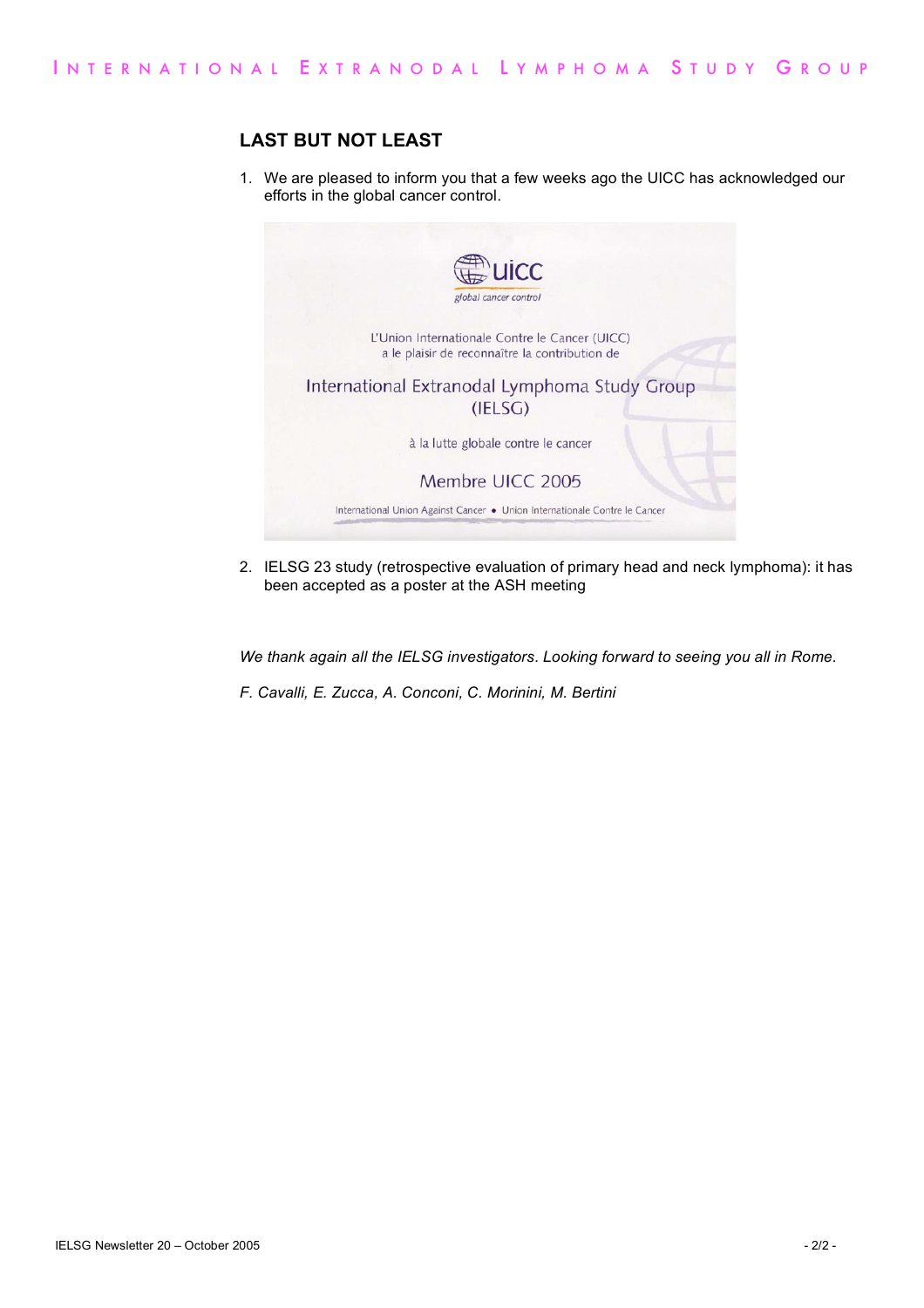## LAST BUT NOT LEAST

1. We are pleased to inform you that a few weeks ago the UICC has acknowledged our efforts in the global cancer control.

uicc
global cancer control

L'Union Internationale Contre le Cancer (UICC)
a le plaisir de reconnaître la contribution de

International Extranodal Lymphoma Study Group
(IELSG)

à la lutte globale contre le cancer

Membre UICC 2005

International Union Against Cancer • Union Internationale Contre le Cancer

2. IELSG 23 study (retrospective evaluation of primary head and neck lymphoma): it has been accepted as a poster at the ASH meeting

*We thank again all the IELSG investigators. Looking forward to seeing you all in Rome.*

*F. Cavalli, E. Zucca, A. Conconi, C. Morinini, M. Bertini*